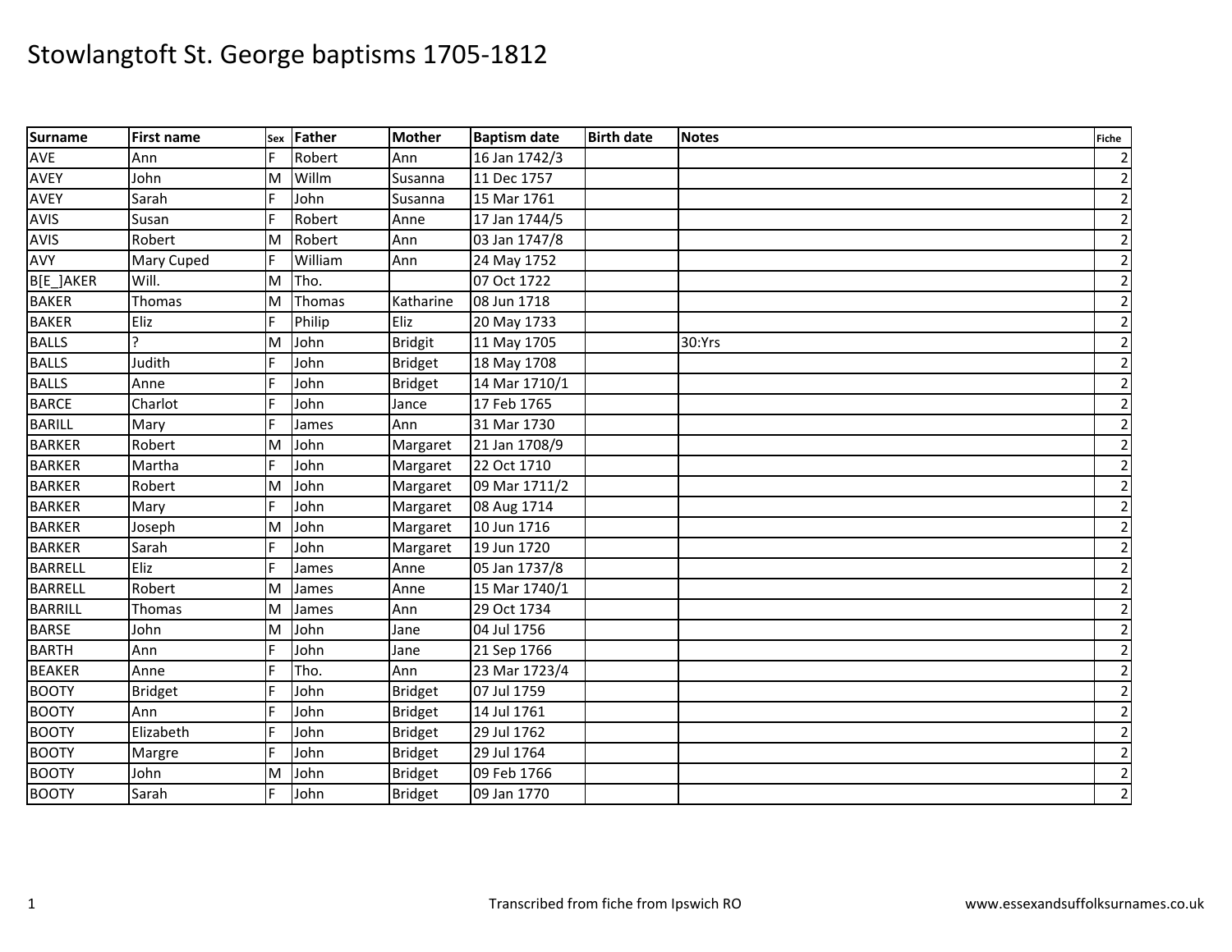# Stowlangtoft St. George baptisms 1705-1812

| Surname | First name | Sex | Father | Mother | Baptism date | Birth date | Notes | Fiche |
|---|---|---|---|---|---|---|---|---|
| AVE | Ann | F | Robert | Ann | 16 Jan 1742/3 | | | 2 |
| AVEY | John | M | Willm | Susanna | 11 Dec 1757 | | | 2 |
| AVEY | Sarah | F | John | Susanna | 15 Mar 1761 | | | 2 |
| AVIS | Susan | F | Robert | Anne | 17 Jan 1744/5 | | | 2 |
| AVIS | Robert | M | Robert | Ann | 03 Jan 1747/8 | | | 2 |
| AVY | Mary Cuped | F | William | Ann | 24 May 1752 | | | 2 |
| B[E_]AKER | Will. | M | Tho. | | 07 Oct 1722 | | | 2 |
| BAKER | Thomas | M | Thomas | Katharine | 08 Jun 1718 | | | 2 |
| BAKER | Eliz | F | Philip | Eliz | 20 May 1733 | | | 2 |
| BALLS | ? | M | John | Bridgit | 11 May 1705 | | 30:Yrs | 2 |
| BALLS | Judith | F | John | Bridget | 18 May 1708 | | | 2 |
| BALLS | Anne | F | John | Bridget | 14 Mar 1710/1 | | | 2 |
| BARCE | Charlot | F | John | Jance | 17 Feb 1765 | | | 2 |
| BARILL | Mary | F | James | Ann | 31 Mar 1730 | | | 2 |
| BARKER | Robert | M | John | Margaret | 21 Jan 1708/9 | | | 2 |
| BARKER | Martha | F | John | Margaret | 22 Oct 1710 | | | 2 |
| BARKER | Robert | M | John | Margaret | 09 Mar 1711/2 | | | 2 |
| BARKER | Mary | F | John | Margaret | 08 Aug 1714 | | | 2 |
| BARKER | Joseph | M | John | Margaret | 10 Jun 1716 | | | 2 |
| BARKER | Sarah | F | John | Margaret | 19 Jun 1720 | | | 2 |
| BARRELL | Eliz | F | James | Anne | 05 Jan 1737/8 | | | 2 |
| BARRELL | Robert | M | James | Anne | 15 Mar 1740/1 | | | 2 |
| BARRILL | Thomas | M | James | Ann | 29 Oct 1734 | | | 2 |
| BARSE | John | M | John | Jane | 04 Jul 1756 | | | 2 |
| BARTH | Ann | F | John | Jane | 21 Sep 1766 | | | 2 |
| BEAKER | Anne | F | Tho. | Ann | 23 Mar 1723/4 | | | 2 |
| BOOTY | Bridget | F | John | Bridget | 07 Jul 1759 | | | 2 |
| BOOTY | Ann | F | John | Bridget | 14 Jul 1761 | | | 2 |
| BOOTY | Elizabeth | F | John | Bridget | 29 Jul 1762 | | | 2 |
| BOOTY | Margre | F | John | Bridget | 29 Jul 1764 | | | 2 |
| BOOTY | John | M | John | Bridget | 09 Feb 1766 | | | 2 |
| BOOTY | Sarah | F | John | Bridget | 09 Jan 1770 | | | 2 |

Transcribed from fiche from Ipswich RO

www.essexandsuffolksurnames.co.uk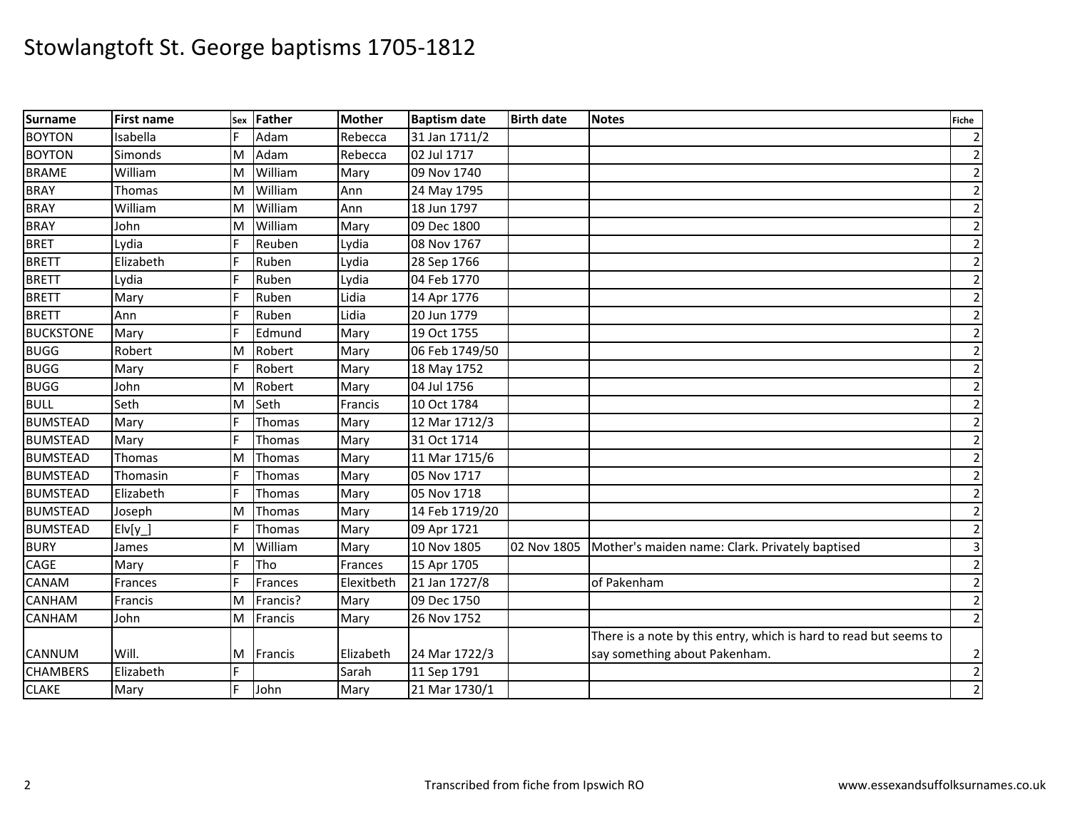# Stowlangtoft St. George baptisms 1705-1812

| Surname | First name | Sex | Father | Mother | Baptism date | Birth date | Notes | Fiche |
|---|---|---|---|---|---|---|---|---|
| BOYTON | Isabella | F | Adam | Rebecca | 31 Jan 1711/2 | | | 2 |
| BOYTON | Simonds | M | Adam | Rebecca | 02 Jul 1717 | | | 2 |
| BRAME | William | M | William | Mary | 09 Nov 1740 | | | 2 |
| BRAY | Thomas | M | William | Ann | 24 May 1795 | | | 2 |
| BRAY | William | M | William | Ann | 18 Jun 1797 | | | 2 |
| BRAY | John | M | William | Mary | 09 Dec 1800 | | | 2 |
| BRET | Lydia | F | Reuben | Lydia | 08 Nov 1767 | | | 2 |
| BRETT | Elizabeth | F | Ruben | Lydia | 28 Sep 1766 | | | 2 |
| BRETT | Lydia | F | Ruben | Lydia | 04 Feb 1770 | | | 2 |
| BRETT | Mary | F | Ruben | Lidia | 14 Apr 1776 | | | 2 |
| BRETT | Ann | F | Ruben | Lidia | 20 Jun 1779 | | | 2 |
| BUCKSTONE | Mary | F | Edmund | Mary | 19 Oct 1755 | | | 2 |
| BUGG | Robert | M | Robert | Mary | 06 Feb 1749/50 | | | 2 |
| BUGG | Mary | F | Robert | Mary | 18 May 1752 | | | 2 |
| BUGG | John | M | Robert | Mary | 04 Jul 1756 | | | 2 |
| BULL | Seth | M | Seth | Francis | 10 Oct 1784 | | | 2 |
| BUMSTEAD | Mary | F | Thomas | Mary | 12 Mar 1712/3 | | | 2 |
| BUMSTEAD | Mary | F | Thomas | Mary | 31 Oct 1714 | | | 2 |
| BUMSTEAD | Thomas | M | Thomas | Mary | 11 Mar 1715/6 | | | 2 |
| BUMSTEAD | Thomasin | F | Thomas | Mary | 05 Nov 1717 | | | 2 |
| BUMSTEAD | Elizabeth | F | Thomas | Mary | 05 Nov 1718 | | | 2 |
| BUMSTEAD | Joseph | M | Thomas | Mary | 14 Feb 1719/20 | | | 2 |
| BUMSTEAD | Elv[y_] | F | Thomas | Mary | 09 Apr 1721 | | | 2 |
| BURY | James | M | William | Mary | 10 Nov 1805 | 02 Nov 1805 | Mother's maiden name: Clark. Privately baptised | 3 |
| CAGE | Mary | F | Tho | Frances | 15 Apr 1705 | | | 2 |
| CANAM | Frances | F | Frances | Elexitbeth | 21 Jan 1727/8 | | of Pakenham | 2 |
| CANHAM | Francis | M | Francis? | Mary | 09 Dec 1750 | | | 2 |
| CANHAM | John | M | Francis | Mary | 26 Nov 1752 | | | 2 |
| CANNUM | Will. | M | Francis | Elizabeth | 24 Mar 1722/3 | | There is a note by this entry, which is hard to read but seems to say something about Pakenham. | 2 |
| CHAMBERS | Elizabeth | F | | Sarah | 11 Sep 1791 | | | 2 |
| CLAKE | Mary | F | John | Mary | 21 Mar 1730/1 | | | 2 |

Transcribed from fiche from Ipswich RO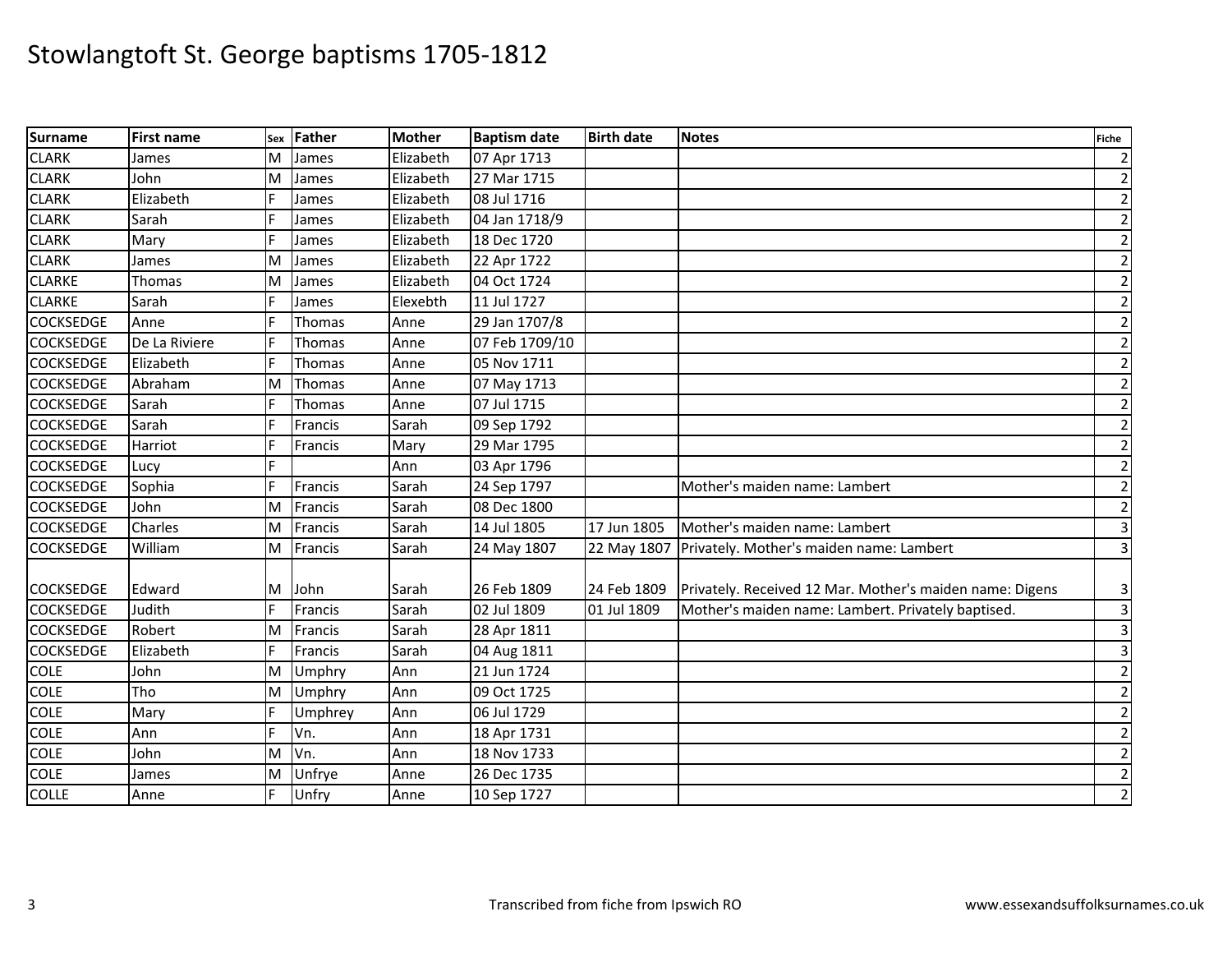# Stowlangtoft St. George baptisms 1705-1812

| Surname | First name | Sex | Father | Mother | Baptism date | Birth date | Notes | Fiche |
|---|---|---|---|---|---|---|---|---|
| CLARK | James | M | James | Elizabeth | 07 Apr 1713 | | | 2 |
| CLARK | John | M | James | Elizabeth | 27 Mar 1715 | | | 2 |
| CLARK | Elizabeth | F | James | Elizabeth | 08 Jul 1716 | | | 2 |
| CLARK | Sarah | F | James | Elizabeth | 04 Jan 1718/9 | | | 2 |
| CLARK | Mary | F | James | Elizabeth | 18 Dec 1720 | | | 2 |
| CLARK | James | M | James | Elizabeth | 22 Apr 1722 | | | 2 |
| CLARKE | Thomas | M | James | Elizabeth | 04 Oct 1724 | | | 2 |
| CLARKE | Sarah | F | James | Elexebth | 11 Jul 1727 | | | 2 |
| COCKSEDGE | Anne | F | Thomas | Anne | 29 Jan 1707/8 | | | 2 |
| COCKSEDGE | De La Riviere | F | Thomas | Anne | 07 Feb 1709/10 | | | 2 |
| COCKSEDGE | Elizabeth | F | Thomas | Anne | 05 Nov 1711 | | | 2 |
| COCKSEDGE | Abraham | M | Thomas | Anne | 07 May 1713 | | | 2 |
| COCKSEDGE | Sarah | F | Thomas | Anne | 07 Jul 1715 | | | 2 |
| COCKSEDGE | Sarah | F | Francis | Sarah | 09 Sep 1792 | | | 2 |
| COCKSEDGE | Harriot | F | Francis | Mary | 29 Mar 1795 | | | 2 |
| COCKSEDGE | Lucy | F | | Ann | 03 Apr 1796 | | | 2 |
| COCKSEDGE | Sophia | F | Francis | Sarah | 24 Sep 1797 | | Mother's maiden name: Lambert | 2 |
| COCKSEDGE | John | M | Francis | Sarah | 08 Dec 1800 | | | 2 |
| COCKSEDGE | Charles | M | Francis | Sarah | 14 Jul 1805 | 17 Jun 1805 | Mother's maiden name: Lambert | 3 |
| COCKSEDGE | William | M | Francis | Sarah | 24 May 1807 | 22 May 1807 | Privately. Mother's maiden name: Lambert | 3 |
| COCKSEDGE | Edward | M | John | Sarah | 26 Feb 1809 | 24 Feb 1809 | Privately. Received 12 Mar. Mother's maiden name: Digens | 3 |
| COCKSEDGE | Judith | F | Francis | Sarah | 02 Jul 1809 | 01 Jul 1809 | Mother's maiden name: Lambert. Privately baptised. | 3 |
| COCKSEDGE | Robert | M | Francis | Sarah | 28 Apr 1811 | | | 3 |
| COCKSEDGE | Elizabeth | F | Francis | Sarah | 04 Aug 1811 | | | 3 |
| COLE | John | M | Umphry | Ann | 21 Jun 1724 | | | 2 |
| COLE | Tho | M | Umphry | Ann | 09 Oct 1725 | | | 2 |
| COLE | Mary | F | Umphrey | Ann | 06 Jul 1729 | | | 2 |
| COLE | Ann | F | Vn. | Ann | 18 Apr 1731 | | | 2 |
| COLE | John | M | Vn. | Ann | 18 Nov 1733 | | | 2 |
| COLE | James | M | Unfrye | Anne | 26 Dec 1735 | | | 2 |
| COLLE | Anne | F | Unfry | Anne | 10 Sep 1727 | | | 2 |

Transcribed from fiche from Ipswich RO

www.essexandsuffolksurnames.co.uk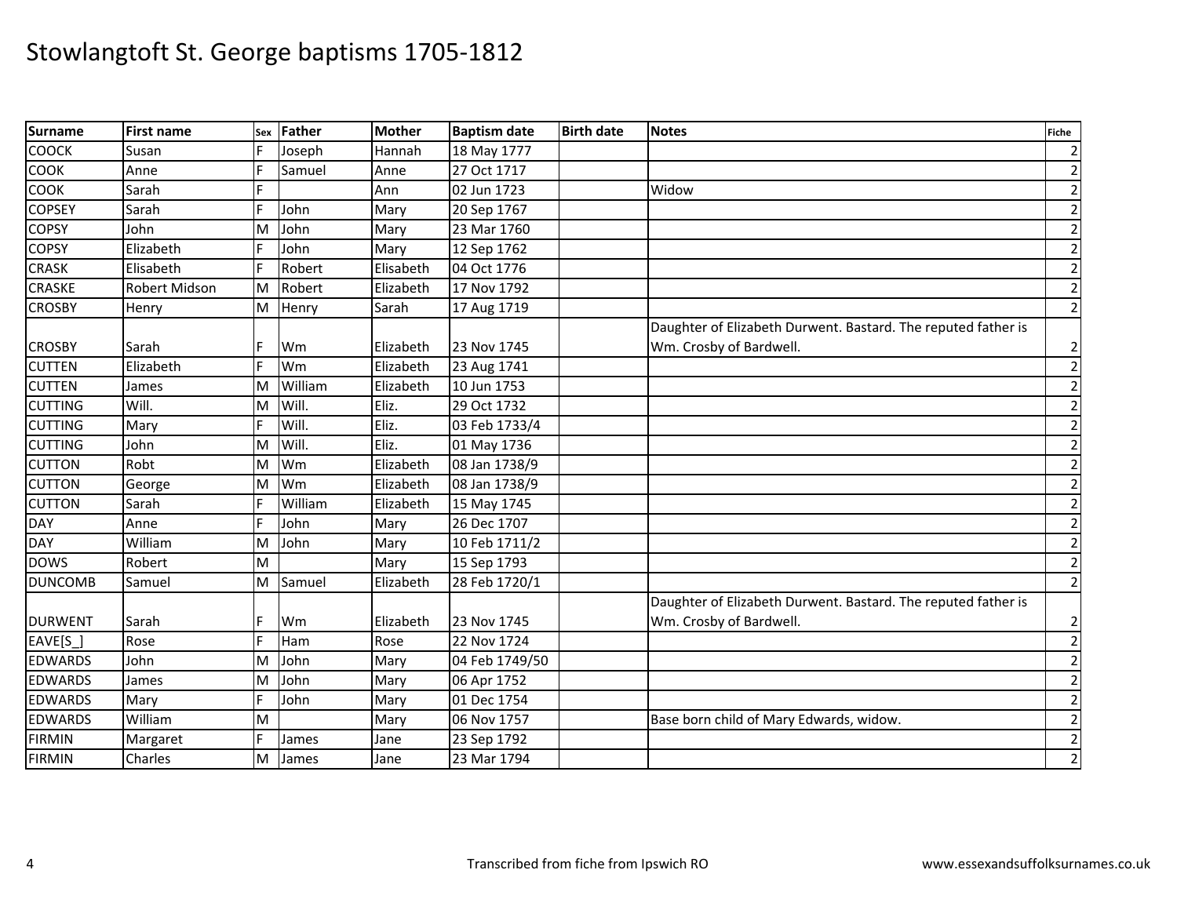# Stowlangtoft St. George baptisms 1705-1812

| Surname | First name | Sex | Father | Mother | Baptism date | Birth date | Notes | Fiche |
|---|---|---|---|---|---|---|---|---|
| COOCK | Susan | F | Joseph | Hannah | 18 May 1777 | | | 2 |
| COOK | Anne | F | Samuel | Anne | 27 Oct 1717 | | | 2 |
| COOK | Sarah | F | | Ann | 02 Jun 1723 | | Widow | 2 |
| COPSEY | Sarah | F | John | Mary | 20 Sep 1767 | | | 2 |
| COPSY | John | M | John | Mary | 23 Mar 1760 | | | 2 |
| COPSY | Elizabeth | F | John | Mary | 12 Sep 1762 | | | 2 |
| CRASK | Elisabeth | F | Robert | Elisabeth | 04 Oct 1776 | | | 2 |
| CRASKE | Robert Midson | M | Robert | Elizabeth | 17 Nov 1792 | | | 2 |
| CROSBY | Henry | M | Henry | Sarah | 17 Aug 1719 | | | 2 |
| CROSBY | Sarah | F | Wm | Elizabeth | 23 Nov 1745 | | Daughter of Elizabeth Durwent. Bastard. The reputed father is Wm. Crosby of Bardwell. | 2 |
| CUTTEN | Elizabeth | F | Wm | Elizabeth | 23 Aug 1741 | | | 2 |
| CUTTEN | James | M | William | Elizabeth | 10 Jun 1753 | | | 2 |
| CUTTING | Will. | M | Will. | Eliz. | 29 Oct 1732 | | | 2 |
| CUTTING | Mary | F | Will. | Eliz. | 03 Feb 1733/4 | | | 2 |
| CUTTING | John | M | Will. | Eliz. | 01 May 1736 | | | 2 |
| CUTTON | Robt | M | Wm | Elizabeth | 08 Jan 1738/9 | | | 2 |
| CUTTON | George | M | Wm | Elizabeth | 08 Jan 1738/9 | | | 2 |
| CUTTON | Sarah | F | William | Elizabeth | 15 May 1745 | | | 2 |
| DAY | Anne | F | John | Mary | 26 Dec 1707 | | | 2 |
| DAY | William | M | John | Mary | 10 Feb 1711/2 | | | 2 |
| DOWS | Robert | M | | Mary | 15 Sep 1793 | | | 2 |
| DUNCOMB | Samuel | M | Samuel | Elizabeth | 28 Feb 1720/1 | | | 2 |
| DURWENT | Sarah | F | Wm | Elizabeth | 23 Nov 1745 | | Daughter of Elizabeth Durwent. Bastard. The reputed father is Wm. Crosby of Bardwell. | 2 |
| EAVE[S_] | Rose | F | Ham | Rose | 22 Nov 1724 | | | 2 |
| EDWARDS | John | M | John | Mary | 04 Feb 1749/50 | | | 2 |
| EDWARDS | James | M | John | Mary | 06 Apr 1752 | | | 2 |
| EDWARDS | Mary | F | John | Mary | 01 Dec 1754 | | | 2 |
| EDWARDS | William | M | | Mary | 06 Nov 1757 | | Base born child of Mary Edwards, widow. | 2 |
| FIRMIN | Margaret | F | James | Jane | 23 Sep 1792 | | | 2 |
| FIRMIN | Charles | M | James | Jane | 23 Mar 1794 | | | 2 |

Transcribed from fiche from Ipswich RO

www.essexandsuffolksurnames.co.uk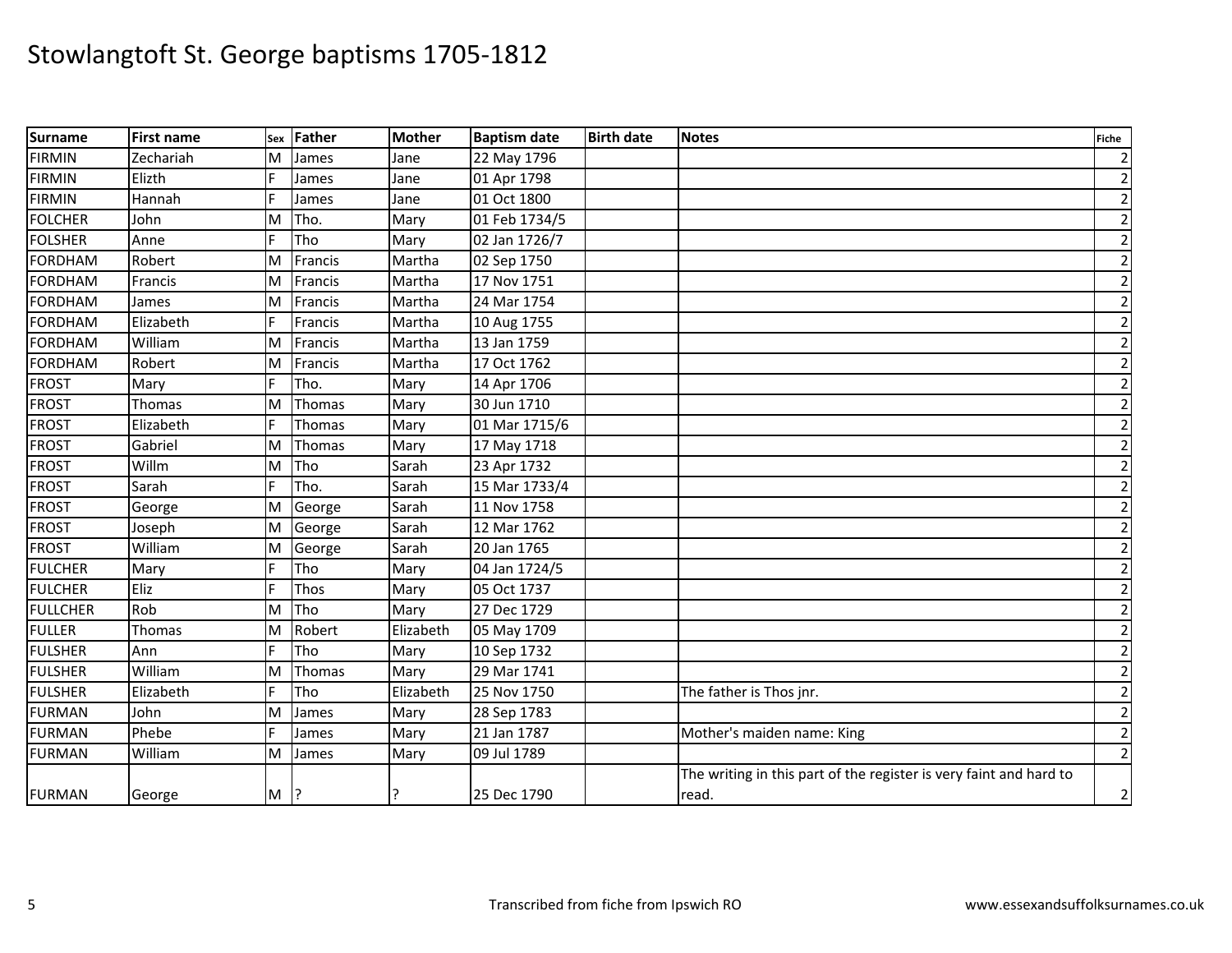# Stowlangtoft St. George baptisms 1705-1812

| Surname | First name | Sex | Father | Mother | Baptism date | Birth date | Notes | Fiche |
|---|---|---|---|---|---|---|---|---|
| FIRMIN | Zechariah | M | James | Jane | 22 May 1796 | | | 2 |
| FIRMIN | Elizth | F | James | Jane | 01 Apr 1798 | | | 2 |
| FIRMIN | Hannah | F | James | Jane | 01 Oct 1800 | | | 2 |
| FOLCHER | John | M | Tho. | Mary | 01 Feb 1734/5 | | | 2 |
| FOLSHER | Anne | F | Tho | Mary | 02 Jan 1726/7 | | | 2 |
| FORDHAM | Robert | M | Francis | Martha | 02 Sep 1750 | | | 2 |
| FORDHAM | Francis | M | Francis | Martha | 17 Nov 1751 | | | 2 |
| FORDHAM | James | M | Francis | Martha | 24 Mar 1754 | | | 2 |
| FORDHAM | Elizabeth | F | Francis | Martha | 10 Aug 1755 | | | 2 |
| FORDHAM | William | M | Francis | Martha | 13 Jan 1759 | | | 2 |
| FORDHAM | Robert | M | Francis | Martha | 17 Oct 1762 | | | 2 |
| FROST | Mary | F | Tho. | Mary | 14 Apr 1706 | | | 2 |
| FROST | Thomas | M | Thomas | Mary | 30 Jun 1710 | | | 2 |
| FROST | Elizabeth | F | Thomas | Mary | 01 Mar 1715/6 | | | 2 |
| FROST | Gabriel | M | Thomas | Mary | 17 May 1718 | | | 2 |
| FROST | Willm | M | Tho | Sarah | 23 Apr 1732 | | | 2 |
| FROST | Sarah | F | Tho. | Sarah | 15 Mar 1733/4 | | | 2 |
| FROST | George | M | George | Sarah | 11 Nov 1758 | | | 2 |
| FROST | Joseph | M | George | Sarah | 12 Mar 1762 | | | 2 |
| FROST | William | M | George | Sarah | 20 Jan 1765 | | | 2 |
| FULCHER | Mary | F | Tho | Mary | 04 Jan 1724/5 | | | 2 |
| FULCHER | Eliz | F | Thos | Mary | 05 Oct 1737 | | | 2 |
| FULLCHER | Rob | M | Tho | Mary | 27 Dec 1729 | | | 2 |
| FULLER | Thomas | M | Robert | Elizabeth | 05 May 1709 | | | 2 |
| FULSHER | Ann | F | Tho | Mary | 10 Sep 1732 | | | 2 |
| FULSHER | William | M | Thomas | Mary | 29 Mar 1741 | | | 2 |
| FULSHER | Elizabeth | F | Tho | Elizabeth | 25 Nov 1750 | | The father is Thos jnr. | 2 |
| FURMAN | John | M | James | Mary | 28 Sep 1783 | | | 2 |
| FURMAN | Phebe | F | James | Mary | 21 Jan 1787 | | Mother's maiden name: King | 2 |
| FURMAN | William | M | James | Mary | 09 Jul 1789 | | | 2 |
| FURMAN | George | M | ? | ? | 25 Dec 1790 | | The writing in this part of the register is very faint and hard to read. | 2 |

Transcribed from fiche from Ipswich RO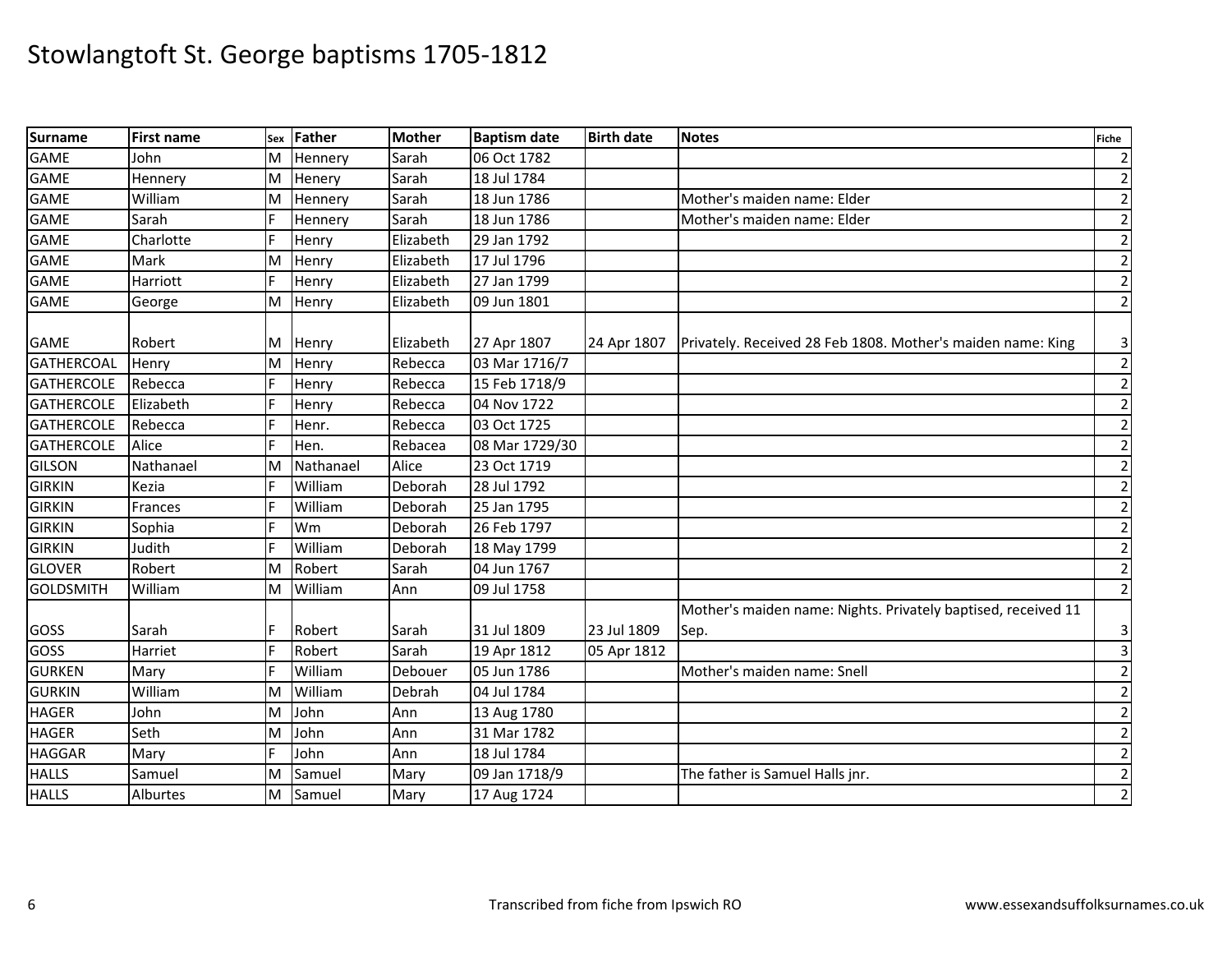# Stowlangtoft St. George baptisms 1705-1812

| Surname | First name | Sex | Father | Mother | Baptism date | Birth date | Notes | Fiche |
|---|---|---|---|---|---|---|---|---|
| GAME | John | M | Hennery | Sarah | 06 Oct 1782 | | | 2 |
| GAME | Hennery | M | Henery | Sarah | 18 Jul 1784 | | | 2 |
| GAME | William | M | Hennery | Sarah | 18 Jun 1786 | | Mother's maiden name: Elder | 2 |
| GAME | Sarah | F | Hennery | Sarah | 18 Jun 1786 | | Mother's maiden name: Elder | 2 |
| GAME | Charlotte | F | Henry | Elizabeth | 29 Jan 1792 | | | 2 |
| GAME | Mark | M | Henry | Elizabeth | 17 Jul 1796 | | | 2 |
| GAME | Harriott | F | Henry | Elizabeth | 27 Jan 1799 | | | 2 |
| GAME | George | M | Henry | Elizabeth | 09 Jun 1801 | | | 2 |
| GAME | Robert | M | Henry | Elizabeth | 27 Apr 1807 | 24 Apr 1807 | Privately. Received 28 Feb 1808. Mother's maiden name: King | 3 |
| GATHERCOAL | Henry | M | Henry | Rebecca | 03 Mar 1716/7 | | | 2 |
| GATHERCOLE | Rebecca | F | Henry | Rebecca | 15 Feb 1718/9 | | | 2 |
| GATHERCOLE | Elizabeth | F | Henry | Rebecca | 04 Nov 1722 | | | 2 |
| GATHERCOLE | Rebecca | F | Henr. | Rebecca | 03 Oct 1725 | | | 2 |
| GATHERCOLE | Alice | F | Hen. | Rebacea | 08 Mar 1729/30 | | | 2 |
| GILSON | Nathanael | M | Nathanael | Alice | 23 Oct 1719 | | | 2 |
| GIRKIN | Kezia | F | William | Deborah | 28 Jul 1792 | | | 2 |
| GIRKIN | Frances | F | William | Deborah | 25 Jan 1795 | | | 2 |
| GIRKIN | Sophia | F | Wm | Deborah | 26 Feb 1797 | | | 2 |
| GIRKIN | Judith | F | William | Deborah | 18 May 1799 | | | 2 |
| GLOVER | Robert | M | Robert | Sarah | 04 Jun 1767 | | | 2 |
| GOLDSMITH | William | M | William | Ann | 09 Jul 1758 | | | 2 |
| GOSS | Sarah | F | Robert | Sarah | 31 Jul 1809 | 23 Jul 1809 | Mother's maiden name: Nights. Privately baptised, received 11 Sep. | 3 |
| GOSS | Harriet | F | Robert | Sarah | 19 Apr 1812 | 05 Apr 1812 | | 3 |
| GURKEN | Mary | F | William | Debouer | 05 Jun 1786 | | Mother's maiden name: Snell | 2 |
| GURKIN | William | M | William | Debrah | 04 Jul 1784 | | | 2 |
| HAGER | John | M | John | Ann | 13 Aug 1780 | | | 2 |
| HAGER | Seth | M | John | Ann | 31 Mar 1782 | | | 2 |
| HAGGAR | Mary | F | John | Ann | 18 Jul 1784 | | | 2 |
| HALLS | Samuel | M | Samuel | Mary | 09 Jan 1718/9 | | The father is Samuel Halls jnr. | 2 |
| HALLS | Alburtes | M | Samuel | Mary | 17 Aug 1724 | | | 2 |

Transcribed from fiche from Ipswich RO — www.essexandsuffolksurnames.co.uk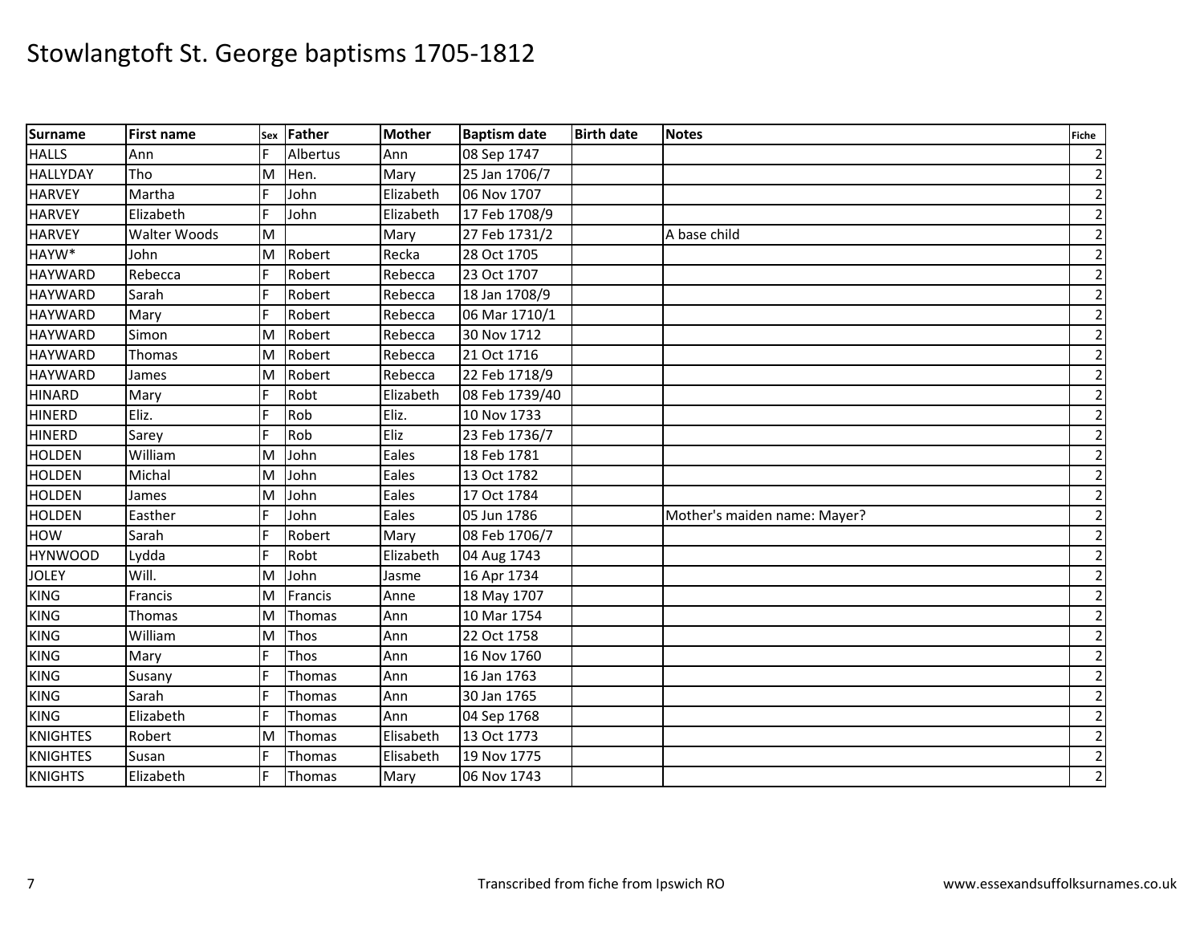# Stowlangtoft St. George baptisms 1705-1812

| Surname | First name | Sex | Father | Mother | Baptism date | Birth date | Notes | Fiche |
|---|---|---|---|---|---|---|---|---|
| HALLS | Ann | F | Albertus | Ann | 08 Sep 1747 | | | 2 |
| HALLYDAY | Tho | M | Hen. | Mary | 25 Jan 1706/7 | | | 2 |
| HARVEY | Martha | F | John | Elizabeth | 06 Nov 1707 | | | 2 |
| HARVEY | Elizabeth | F | John | Elizabeth | 17 Feb 1708/9 | | | 2 |
| HARVEY | Walter Woods | M | | Mary | 27 Feb 1731/2 | | A base child | 2 |
| HAYW* | John | M | Robert | Recka | 28 Oct 1705 | | | 2 |
| HAYWARD | Rebecca | F | Robert | Rebecca | 23 Oct 1707 | | | 2 |
| HAYWARD | Sarah | F | Robert | Rebecca | 18 Jan 1708/9 | | | 2 |
| HAYWARD | Mary | F | Robert | Rebecca | 06 Mar 1710/1 | | | 2 |
| HAYWARD | Simon | M | Robert | Rebecca | 30 Nov 1712 | | | 2 |
| HAYWARD | Thomas | M | Robert | Rebecca | 21 Oct 1716 | | | 2 |
| HAYWARD | James | M | Robert | Rebecca | 22 Feb 1718/9 | | | 2 |
| HINARD | Mary | F | Robt | Elizabeth | 08 Feb 1739/40 | | | 2 |
| HINERD | Eliz. | F | Rob | Eliz. | 10 Nov 1733 | | | 2 |
| HINERD | Sarey | F | Rob | Eliz | 23 Feb 1736/7 | | | 2 |
| HOLDEN | William | M | John | Eales | 18 Feb 1781 | | | 2 |
| HOLDEN | Michal | M | John | Eales | 13 Oct 1782 | | | 2 |
| HOLDEN | James | M | John | Eales | 17 Oct 1784 | | | 2 |
| HOLDEN | Easther | F | John | Eales | 05 Jun 1786 | | Mother's maiden name: Mayer? | 2 |
| HOW | Sarah | F | Robert | Mary | 08 Feb 1706/7 | | | 2 |
| HYNWOOD | Lydda | F | Robt | Elizabeth | 04 Aug 1743 | | | 2 |
| JOLEY | Will. | M | John | Jasme | 16 Apr 1734 | | | 2 |
| KING | Francis | M | Francis | Anne | 18 May 1707 | | | 2 |
| KING | Thomas | M | Thomas | Ann | 10 Mar 1754 | | | 2 |
| KING | William | M | Thos | Ann | 22 Oct 1758 | | | 2 |
| KING | Mary | F | Thos | Ann | 16 Nov 1760 | | | 2 |
| KING | Susany | F | Thomas | Ann | 16 Jan 1763 | | | 2 |
| KING | Sarah | F | Thomas | Ann | 30 Jan 1765 | | | 2 |
| KING | Elizabeth | F | Thomas | Ann | 04 Sep 1768 | | | 2 |
| KNIGHTES | Robert | M | Thomas | Elisabeth | 13 Oct 1773 | | | 2 |
| KNIGHTES | Susan | F | Thomas | Elisabeth | 19 Nov 1775 | | | 2 |
| KNIGHTS | Elizabeth | F | Thomas | Mary | 06 Nov 1743 | | | 2 |

Transcribed from fiche from Ipswich RO

www.essexandsuffolksurnames.co.uk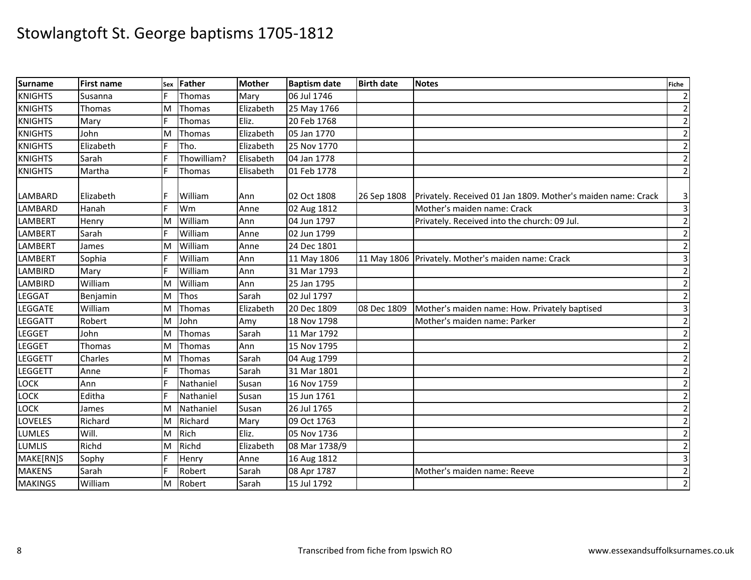# Stowlangtoft St. George baptisms 1705-1812

| Surname | First name | Sex | Father | Mother | Baptism date | Birth date | Notes | Fiche |
|---|---|---|---|---|---|---|---|---|
| KNIGHTS | Susanna | F | Thomas | Mary | 06 Jul 1746 | | | 2 |
| KNIGHTS | Thomas | M | Thomas | Elizabeth | 25 May 1766 | | | 2 |
| KNIGHTS | Mary | F | Thomas | Eliz. | 20 Feb 1768 | | | 2 |
| KNIGHTS | John | M | Thomas | Elizabeth | 05 Jan 1770 | | | 2 |
| KNIGHTS | Elizabeth | F | Tho. | Elizabeth | 25 Nov 1770 | | | 2 |
| KNIGHTS | Sarah | F | Thowilliam? | Elisabeth | 04 Jan 1778 | | | 2 |
| KNIGHTS | Martha | F | Thomas | Elisabeth | 01 Feb 1778 | | | 2 |
| LAMBARD | Elizabeth | F | William | Ann | 02 Oct 1808 | 26 Sep 1808 | Privately. Received 01 Jan 1809. Mother's maiden name: Crack | 3 |
| LAMBARD | Hanah | F | Wm | Anne | 02 Aug 1812 | | Mother's maiden name: Crack | 3 |
| LAMBERT | Henry | M | William | Ann | 04 Jun 1797 | | Privately. Received into the church: 09 Jul. | 2 |
| LAMBERT | Sarah | F | William | Anne | 02 Jun 1799 | | | 2 |
| LAMBERT | James | M | William | Anne | 24 Dec 1801 | | | 2 |
| LAMBERT | Sophia | F | William | Ann | 11 May 1806 | 11 May 1806 | Privately. Mother's maiden name: Crack | 3 |
| LAMBIRD | Mary | F | William | Ann | 31 Mar 1793 | | | 2 |
| LAMBIRD | William | M | William | Ann | 25 Jan 1795 | | | 2 |
| LEGGAT | Benjamin | M | Thos | Sarah | 02 Jul 1797 | | | 2 |
| LEGGATE | William | M | Thomas | Elizabeth | 20 Dec 1809 | 08 Dec 1809 | Mother's maiden name: How. Privately baptised | 3 |
| LEGGATT | Robert | M | John | Amy | 18 Nov 1798 | | Mother's maiden name: Parker | 2 |
| LEGGET | John | M | Thomas | Sarah | 11 Mar 1792 | | | 2 |
| LEGGET | Thomas | M | Thomas | Ann | 15 Nov 1795 | | | 2 |
| LEGGETT | Charles | M | Thomas | Sarah | 04 Aug 1799 | | | 2 |
| LEGGETT | Anne | F | Thomas | Sarah | 31 Mar 1801 | | | 2 |
| LOCK | Ann | F | Nathaniel | Susan | 16 Nov 1759 | | | 2 |
| LOCK | Editha | F | Nathaniel | Susan | 15 Jun 1761 | | | 2 |
| LOCK | James | M | Nathaniel | Susan | 26 Jul 1765 | | | 2 |
| LOVELES | Richard | M | Richard | Mary | 09 Oct 1763 | | | 2 |
| LUMLES | Will. | M | Rich | Eliz. | 05 Nov 1736 | | | 2 |
| LUMLIS | Richd | M | Richd | Elizabeth | 08 Mar 1738/9 | | | 2 |
| MAKE[RN]S | Sophy | F | Henry | Anne | 16 Aug 1812 | | | 3 |
| MAKENS | Sarah | F | Robert | Sarah | 08 Apr 1787 | | Mother's maiden name: Reeve | 2 |
| MAKINGS | William | M | Robert | Sarah | 15 Jul 1792 | | | 2 |

Transcribed from fiche from Ipswich RO

www.essexandsuffolksurnames.co.uk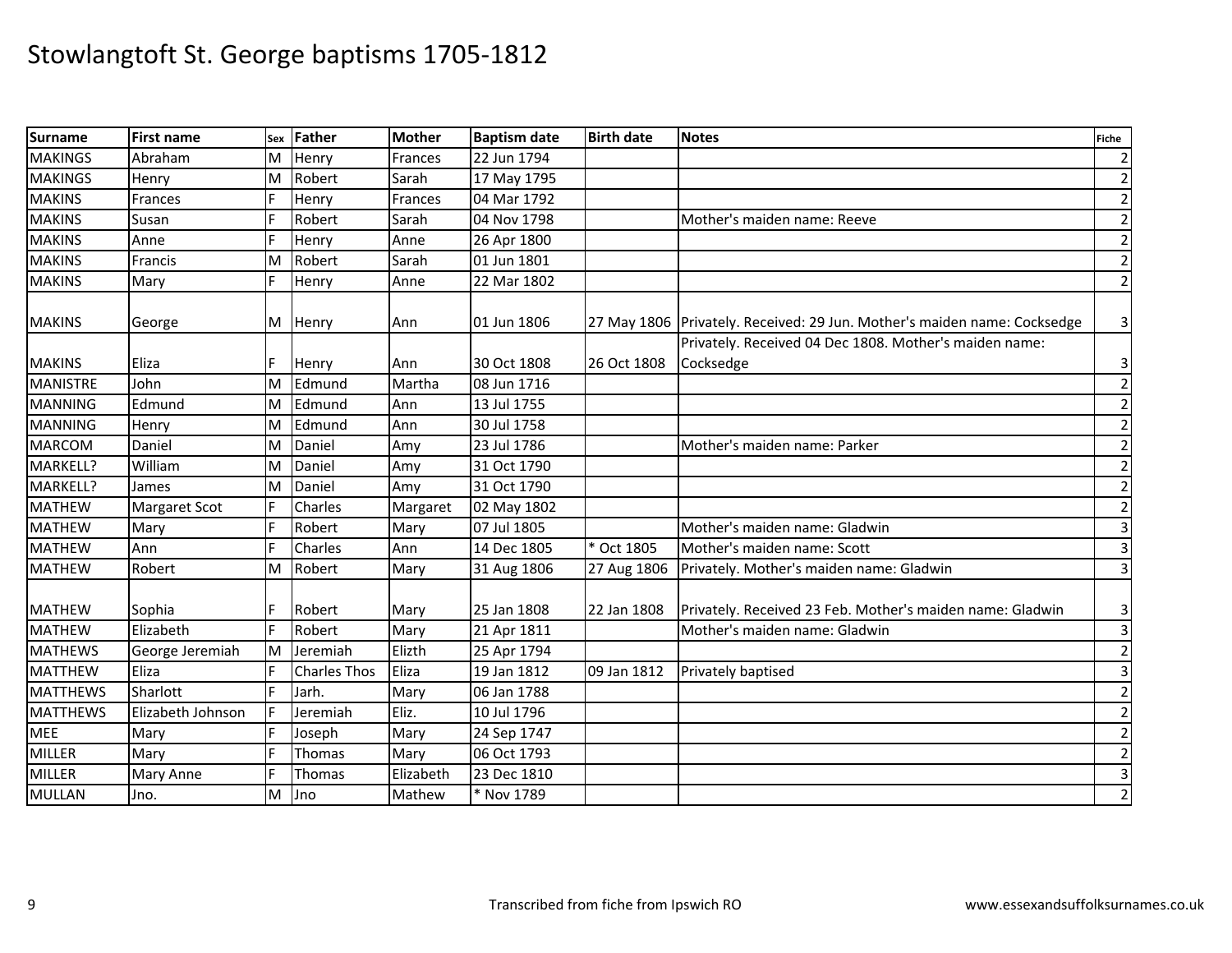# Stowlangtoft St. George baptisms 1705-1812

| Surname | First name | Sex | Father | Mother | Baptism date | Birth date | Notes | Fiche |
|---|---|---|---|---|---|---|---|---|
| MAKINGS | Abraham | M | Henry | Frances | 22 Jun 1794 | | | 2 |
| MAKINGS | Henry | M | Robert | Sarah | 17 May 1795 | | | 2 |
| MAKINS | Frances | F | Henry | Frances | 04 Mar 1792 | | | 2 |
| MAKINS | Susan | F | Robert | Sarah | 04 Nov 1798 | | Mother's maiden name: Reeve | 2 |
| MAKINS | Anne | F | Henry | Anne | 26 Apr 1800 | | | 2 |
| MAKINS | Francis | M | Robert | Sarah | 01 Jun 1801 | | | 2 |
| MAKINS | Mary | F | Henry | Anne | 22 Mar 1802 | | | 2 |
| MAKINS | George | M | Henry | Ann | 01 Jun 1806 | 27 May 1806 | Privately. Received: 29 Jun. Mother's maiden name: Cocksedge | 3 |
| MAKINS | Eliza | F | Henry | Ann | 30 Oct 1808 | 26 Oct 1808 | Privately. Received 04 Dec 1808. Mother's maiden name: Cocksedge | 3 |
| MANISTRE | John | M | Edmund | Martha | 08 Jun 1716 | | | 2 |
| MANNING | Edmund | M | Edmund | Ann | 13 Jul 1755 | | | 2 |
| MANNING | Henry | M | Edmund | Ann | 30 Jul 1758 | | | 2 |
| MARCOM | Daniel | M | Daniel | Amy | 23 Jul 1786 | | Mother's maiden name: Parker | 2 |
| MARKELL? | William | M | Daniel | Amy | 31 Oct 1790 | | | 2 |
| MARKELL? | James | M | Daniel | Amy | 31 Oct 1790 | | | 2 |
| MATHEW | Margaret Scot | F | Charles | Margaret | 02 May 1802 | | | 2 |
| MATHEW | Mary | F | Robert | Mary | 07 Jul 1805 | | Mother's maiden name: Gladwin | 3 |
| MATHEW | Ann | F | Charles | Ann | 14 Dec 1805 | * Oct 1805 | Mother's maiden name: Scott | 3 |
| MATHEW | Robert | M | Robert | Mary | 31 Aug 1806 | 27 Aug 1806 | Privately. Mother's maiden name: Gladwin | 3 |
| MATHEW | Sophia | F | Robert | Mary | 25 Jan 1808 | 22 Jan 1808 | Privately. Received 23 Feb. Mother's maiden name: Gladwin | 3 |
| MATHEW | Elizabeth | F | Robert | Mary | 21 Apr 1811 | | Mother's maiden name: Gladwin | 3 |
| MATHEWS | George Jeremiah | M | Jeremiah | Elizth | 25 Apr 1794 | | | 2 |
| MATTHEW | Eliza | F | Charles Thos | Eliza | 19 Jan 1812 | 09 Jan 1812 | Privately baptised | 3 |
| MATTHEWS | Sharlott | F | Jarh. | Mary | 06 Jan 1788 | | | 2 |
| MATTHEWS | Elizabeth Johnson | F | Jeremiah | Eliz. | 10 Jul 1796 | | | 2 |
| MEE | Mary | F | Joseph | Mary | 24 Sep 1747 | | | 2 |
| MILLER | Mary | F | Thomas | Mary | 06 Oct 1793 | | | 2 |
| MILLER | Mary Anne | F | Thomas | Elizabeth | 23 Dec 1810 | | | 3 |
| MULLAN | Jno. | M | Jno | Mathew | * Nov 1789 | | | 2 |

Transcribed from fiche from Ipswich RO

www.essexandsuffolksurnames.co.uk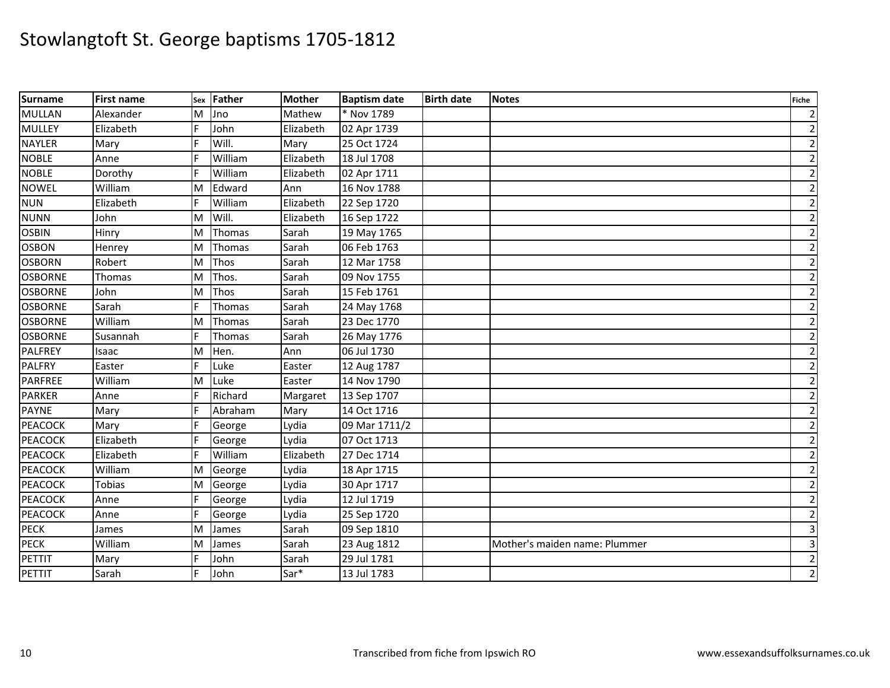# Stowlangtoft St. George baptisms 1705-1812

| Surname | First name | Sex | Father | Mother | Baptism date | Birth date | Notes | Fiche |
|---|---|---|---|---|---|---|---|---|
| MULLAN | Alexander | M | Jno | Mathew | * Nov 1789 | | | 2 |
| MULLEY | Elizabeth | F | John | Elizabeth | 02 Apr 1739 | | | 2 |
| NAYLER | Mary | F | Will. | Mary | 25 Oct 1724 | | | 2 |
| NOBLE | Anne | F | William | Elizabeth | 18 Jul 1708 | | | 2 |
| NOBLE | Dorothy | F | William | Elizabeth | 02 Apr 1711 | | | 2 |
| NOWEL | William | M | Edward | Ann | 16 Nov 1788 | | | 2 |
| NUN | Elizabeth | F | William | Elizabeth | 22 Sep 1720 | | | 2 |
| NUNN | John | M | Will. | Elizabeth | 16 Sep 1722 | | | 2 |
| OSBIN | Hinry | M | Thomas | Sarah | 19 May 1765 | | | 2 |
| OSBON | Henrey | M | Thomas | Sarah | 06 Feb 1763 | | | 2 |
| OSBORN | Robert | M | Thos | Sarah | 12 Mar 1758 | | | 2 |
| OSBORNE | Thomas | M | Thos. | Sarah | 09 Nov 1755 | | | 2 |
| OSBORNE | John | M | Thos | Sarah | 15 Feb 1761 | | | 2 |
| OSBORNE | Sarah | F | Thomas | Sarah | 24 May 1768 | | | 2 |
| OSBORNE | William | M | Thomas | Sarah | 23 Dec 1770 | | | 2 |
| OSBORNE | Susannah | F | Thomas | Sarah | 26 May 1776 | | | 2 |
| PALFREY | Isaac | M | Hen. | Ann | 06 Jul 1730 | | | 2 |
| PALFRY | Easter | F | Luke | Easter | 12 Aug 1787 | | | 2 |
| PARFREE | William | M | Luke | Easter | 14 Nov 1790 | | | 2 |
| PARKER | Anne | F | Richard | Margaret | 13 Sep 1707 | | | 2 |
| PAYNE | Mary | F | Abraham | Mary | 14 Oct 1716 | | | 2 |
| PEACOCK | Mary | F | George | Lydia | 09 Mar 1711/2 | | | 2 |
| PEACOCK | Elizabeth | F | George | Lydia | 07 Oct 1713 | | | 2 |
| PEACOCK | Elizabeth | F | William | Elizabeth | 27 Dec 1714 | | | 2 |
| PEACOCK | William | M | George | Lydia | 18 Apr 1715 | | | 2 |
| PEACOCK | Tobias | M | George | Lydia | 30 Apr 1717 | | | 2 |
| PEACOCK | Anne | F | George | Lydia | 12 Jul 1719 | | | 2 |
| PEACOCK | Anne | F | George | Lydia | 25 Sep 1720 | | | 2 |
| PECK | James | M | James | Sarah | 09 Sep 1810 | | | 3 |
| PECK | William | M | James | Sarah | 23 Aug 1812 | | Mother's maiden name: Plummer | 3 |
| PETTIT | Mary | F | John | Sarah | 29 Jul 1781 | | | 2 |
| PETTIT | Sarah | F | John | Sar* | 13 Jul 1783 | | | 2 |

Transcribed from fiche from Ipswich RO www.essexandsuffolksurnames.co.uk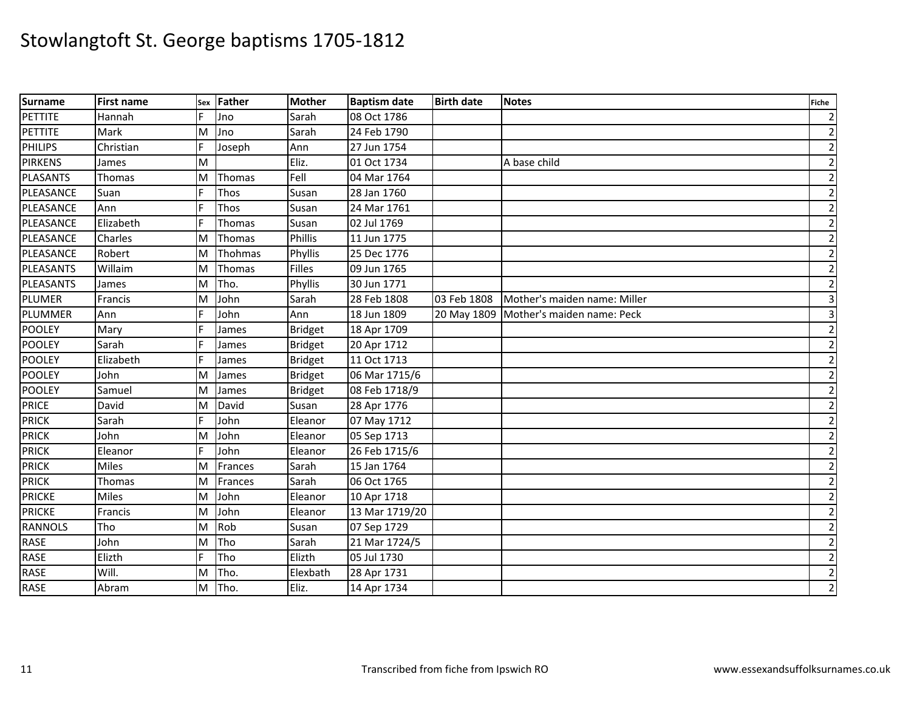# Stowlangtoft St. George baptisms 1705-1812

| Surname | First name | Sex | Father | Mother | Baptism date | Birth date | Notes | Fiche |
|---|---|---|---|---|---|---|---|---|
| PETTITE | Hannah | F | Jno | Sarah | 08 Oct 1786 | | | 2 |
| PETTITE | Mark | M | Jno | Sarah | 24 Feb 1790 | | | 2 |
| PHILIPS | Christian | F | Joseph | Ann | 27 Jun 1754 | | | 2 |
| PIRKENS | James | M | | Eliz. | 01 Oct 1734 | | A base child | 2 |
| PLASANTS | Thomas | M | Thomas | Fell | 04 Mar 1764 | | | 2 |
| PLEASANCE | Suan | F | Thos | Susan | 28 Jan 1760 | | | 2 |
| PLEASANCE | Ann | F | Thos | Susan | 24 Mar 1761 | | | 2 |
| PLEASANCE | Elizabeth | F | Thomas | Susan | 02 Jul 1769 | | | 2 |
| PLEASANCE | Charles | M | Thomas | Phillis | 11 Jun 1775 | | | 2 |
| PLEASANCE | Robert | M | Thohmas | Phyllis | 25 Dec 1776 | | | 2 |
| PLEASANTS | Willaim | M | Thomas | Filles | 09 Jun 1765 | | | 2 |
| PLEASANTS | James | M | Tho. | Phyllis | 30 Jun 1771 | | | 2 |
| PLUMER | Francis | M | John | Sarah | 28 Feb 1808 | 03 Feb 1808 | Mother's maiden name: Miller | 3 |
| PLUMMER | Ann | F | John | Ann | 18 Jun 1809 | 20 May 1809 | Mother's maiden name: Peck | 3 |
| POOLEY | Mary | F | James | Bridget | 18 Apr 1709 | | | 2 |
| POOLEY | Sarah | F | James | Bridget | 20 Apr 1712 | | | 2 |
| POOLEY | Elizabeth | F | James | Bridget | 11 Oct 1713 | | | 2 |
| POOLEY | John | M | James | Bridget | 06 Mar 1715/6 | | | 2 |
| POOLEY | Samuel | M | James | Bridget | 08 Feb 1718/9 | | | 2 |
| PRICE | David | M | David | Susan | 28 Apr 1776 | | | 2 |
| PRICK | Sarah | F | John | Eleanor | 07 May 1712 | | | 2 |
| PRICK | John | M | John | Eleanor | 05 Sep 1713 | | | 2 |
| PRICK | Eleanor | F | John | Eleanor | 26 Feb 1715/6 | | | 2 |
| PRICK | Miles | M | Frances | Sarah | 15 Jan 1764 | | | 2 |
| PRICK | Thomas | M | Frances | Sarah | 06 Oct 1765 | | | 2 |
| PRICKE | Miles | M | John | Eleanor | 10 Apr 1718 | | | 2 |
| PRICKE | Francis | M | John | Eleanor | 13 Mar 1719/20 | | | 2 |
| RANNOLS | Tho | M | Rob | Susan | 07 Sep 1729 | | | 2 |
| RASE | John | M | Tho | Sarah | 21 Mar 1724/5 | | | 2 |
| RASE | Elizth | F | Tho | Elizth | 05 Jul 1730 | | | 2 |
| RASE | Will. | M | Tho. | Elexbath | 28 Apr 1731 | | | 2 |
| RASE | Abram | M | Tho. | Eliz. | 14 Apr 1734 | | | 2 |

Transcribed from fiche from Ipswich RO

www.essexandsuffolksurnames.co.uk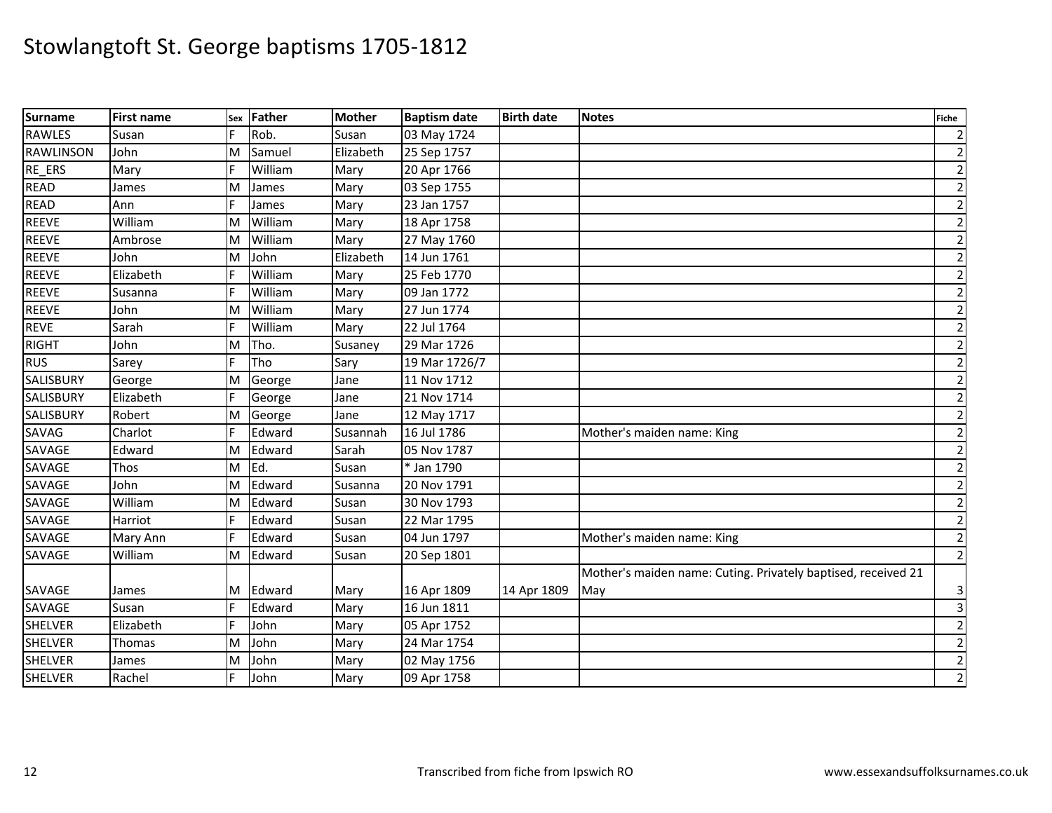# Stowlangtoft St. George baptisms 1705-1812

| Surname | First name | Sex | Father | Mother | Baptism date | Birth date | Notes | Fiche |
|---|---|---|---|---|---|---|---|---|
| RAWLES | Susan | F | Rob. | Susan | 03 May 1724 | | | 2 |
| RAWLINSON | John | M | Samuel | Elizabeth | 25 Sep 1757 | | | 2 |
| RE_ERS | Mary | F | William | Mary | 20 Apr 1766 | | | 2 |
| READ | James | M | James | Mary | 03 Sep 1755 | | | 2 |
| READ | Ann | F | James | Mary | 23 Jan 1757 | | | 2 |
| REEVE | William | M | William | Mary | 18 Apr 1758 | | | 2 |
| REEVE | Ambrose | M | William | Mary | 27 May 1760 | | | 2 |
| REEVE | John | M | John | Elizabeth | 14 Jun 1761 | | | 2 |
| REEVE | Elizabeth | F | William | Mary | 25 Feb 1770 | | | 2 |
| REEVE | Susanna | F | William | Mary | 09 Jan 1772 | | | 2 |
| REEVE | John | M | William | Mary | 27 Jun 1774 | | | 2 |
| REVE | Sarah | F | William | Mary | 22 Jul 1764 | | | 2 |
| RIGHT | John | M | Tho. | Susaney | 29 Mar 1726 | | | 2 |
| RUS | Sarey | F | Tho | Sary | 19 Mar 1726/7 | | | 2 |
| SALISBURY | George | M | George | Jane | 11 Nov 1712 | | | 2 |
| SALISBURY | Elizabeth | F | George | Jane | 21 Nov 1714 | | | 2 |
| SALISBURY | Robert | M | George | Jane | 12 May 1717 | | | 2 |
| SAVAG | Charlot | F | Edward | Susannah | 16 Jul 1786 | | Mother's maiden name: King | 2 |
| SAVAGE | Edward | M | Edward | Sarah | 05 Nov 1787 | | | 2 |
| SAVAGE | Thos | M | Ed. | Susan | * Jan 1790 | | | 2 |
| SAVAGE | John | M | Edward | Susanna | 20 Nov 1791 | | | 2 |
| SAVAGE | William | M | Edward | Susan | 30 Nov 1793 | | | 2 |
| SAVAGE | Harriot | F | Edward | Susan | 22 Mar 1795 | | | 2 |
| SAVAGE | Mary Ann | F | Edward | Susan | 04 Jun 1797 | | Mother's maiden name: King | 2 |
| SAVAGE | William | M | Edward | Susan | 20 Sep 1801 | | | 2 |
| SAVAGE | James | M | Edward | Mary | 16 Apr 1809 | 14 Apr 1809 | Mother's maiden name: Cuting. Privately baptised, received 21 May | 3 |
| SAVAGE | Susan | F | Edward | Mary | 16 Jun 1811 | | | 3 |
| SHELVER | Elizabeth | F | John | Mary | 05 Apr 1752 | | | 2 |
| SHELVER | Thomas | M | John | Mary | 24 Mar 1754 | | | 2 |
| SHELVER | James | M | John | Mary | 02 May 1756 | | | 2 |
| SHELVER | Rachel | F | John | Mary | 09 Apr 1758 | | | 2 |

Transcribed from fiche from Ipswich RO

www.essexandsuffolksurnames.co.uk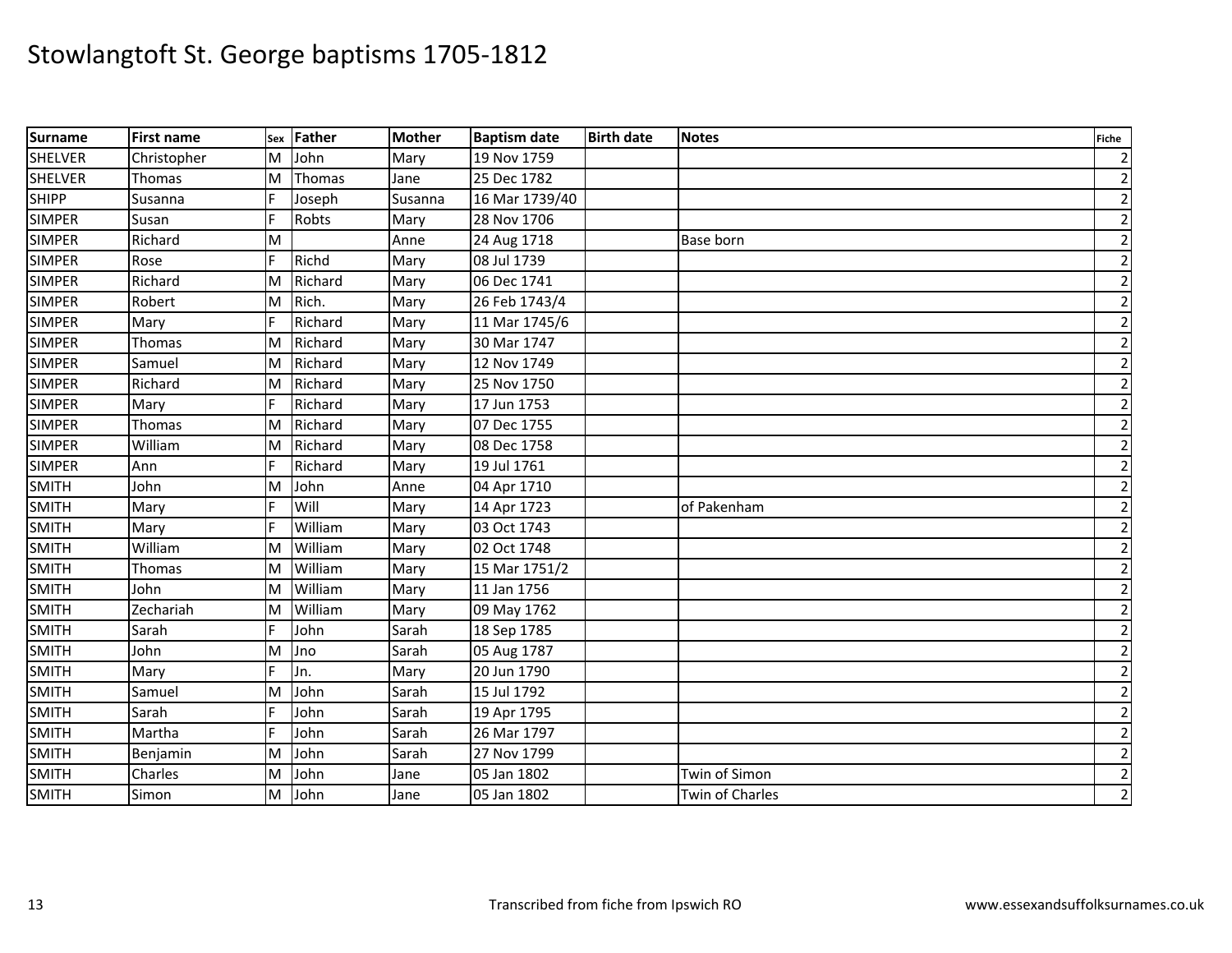# Stowlangtoft St. George baptisms 1705-1812

| Surname | First name | Sex | Father | Mother | Baptism date | Birth date | Notes | Fiche |
|---|---|---|---|---|---|---|---|---|
| SHELVER | Christopher | M | John | Mary | 19 Nov 1759 | | | 2 |
| SHELVER | Thomas | M | Thomas | Jane | 25 Dec 1782 | | | 2 |
| SHIPP | Susanna | F | Joseph | Susanna | 16 Mar 1739/40 | | | 2 |
| SIMPER | Susan | F | Robts | Mary | 28 Nov 1706 | | | 2 |
| SIMPER | Richard | M | | Anne | 24 Aug 1718 | | Base born | 2 |
| SIMPER | Rose | F | Richd | Mary | 08 Jul 1739 | | | 2 |
| SIMPER | Richard | M | Richard | Mary | 06 Dec 1741 | | | 2 |
| SIMPER | Robert | M | Rich. | Mary | 26 Feb 1743/4 | | | 2 |
| SIMPER | Mary | F | Richard | Mary | 11 Mar 1745/6 | | | 2 |
| SIMPER | Thomas | M | Richard | Mary | 30 Mar 1747 | | | 2 |
| SIMPER | Samuel | M | Richard | Mary | 12 Nov 1749 | | | 2 |
| SIMPER | Richard | M | Richard | Mary | 25 Nov 1750 | | | 2 |
| SIMPER | Mary | F | Richard | Mary | 17 Jun 1753 | | | 2 |
| SIMPER | Thomas | M | Richard | Mary | 07 Dec 1755 | | | 2 |
| SIMPER | William | M | Richard | Mary | 08 Dec 1758 | | | 2 |
| SIMPER | Ann | F | Richard | Mary | 19 Jul 1761 | | | 2 |
| SMITH | John | M | John | Anne | 04 Apr 1710 | | | 2 |
| SMITH | Mary | F | Will | Mary | 14 Apr 1723 | | of Pakenham | 2 |
| SMITH | Mary | F | William | Mary | 03 Oct 1743 | | | 2 |
| SMITH | William | M | William | Mary | 02 Oct 1748 | | | 2 |
| SMITH | Thomas | M | William | Mary | 15 Mar 1751/2 | | | 2 |
| SMITH | John | M | William | Mary | 11 Jan 1756 | | | 2 |
| SMITH | Zechariah | M | William | Mary | 09 May 1762 | | | 2 |
| SMITH | Sarah | F | John | Sarah | 18 Sep 1785 | | | 2 |
| SMITH | John | M | Jno | Sarah | 05 Aug 1787 | | | 2 |
| SMITH | Mary | F | Jn. | Mary | 20 Jun 1790 | | | 2 |
| SMITH | Samuel | M | John | Sarah | 15 Jul 1792 | | | 2 |
| SMITH | Sarah | F | John | Sarah | 19 Apr 1795 | | | 2 |
| SMITH | Martha | F | John | Sarah | 26 Mar 1797 | | | 2 |
| SMITH | Benjamin | M | John | Sarah | 27 Nov 1799 | | | 2 |
| SMITH | Charles | M | John | Jane | 05 Jan 1802 | | Twin of Simon | 2 |
| SMITH | Simon | M | John | Jane | 05 Jan 1802 | | Twin of Charles | 2 |

Transcribed from fiche from Ipswich RO

www.essexandsuffolksurnames.co.uk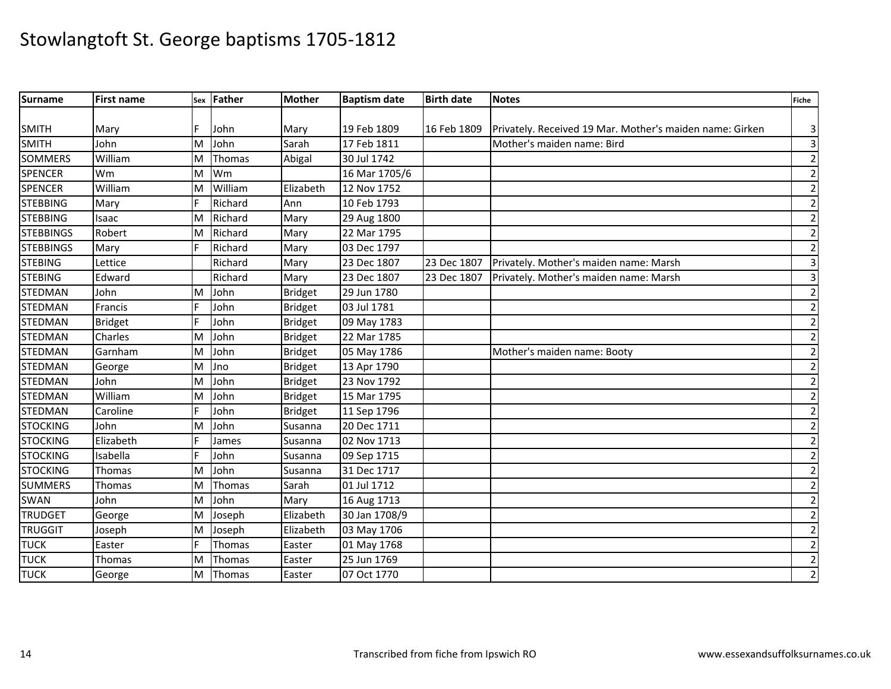# Stowlangtoft St. George baptisms 1705-1812

| Surname | First name | Sex | Father | Mother | Baptism date | Birth date | Notes | Fiche |
|---|---|---|---|---|---|---|---|---|
| SMITH | Mary | F | John | Mary | 19 Feb 1809 | 16 Feb 1809 | Privately. Received 19 Mar. Mother's maiden name: Girken | 3 |
| SMITH | John | M | John | Sarah | 17 Feb 1811 | | Mother's maiden name: Bird | 3 |
| SOMMERS | William | M | Thomas | Abigal | 30 Jul 1742 | | | 2 |
| SPENCER | Wm | M | Wm | | 16 Mar 1705/6 | | | 2 |
| SPENCER | William | M | William | Elizabeth | 12 Nov 1752 | | | 2 |
| STEBBING | Mary | F | Richard | Ann | 10 Feb 1793 | | | 2 |
| STEBBING | Isaac | M | Richard | Mary | 29 Aug 1800 | | | 2 |
| STEBBINGS | Robert | M | Richard | Mary | 22 Mar 1795 | | | 2 |
| STEBBINGS | Mary | F | Richard | Mary | 03 Dec 1797 | | | 2 |
| STEBING | Lettice | | Richard | Mary | 23 Dec 1807 | 23 Dec 1807 | Privately. Mother's maiden name: Marsh | 3 |
| STEBING | Edward | | Richard | Mary | 23 Dec 1807 | 23 Dec 1807 | Privately. Mother's maiden name: Marsh | 3 |
| STEDMAN | John | M | John | Bridget | 29 Jun 1780 | | | 2 |
| STEDMAN | Francis | F | John | Bridget | 03 Jul 1781 | | | 2 |
| STEDMAN | Bridget | F | John | Bridget | 09 May 1783 | | | 2 |
| STEDMAN | Charles | M | John | Bridget | 22 Mar 1785 | | | 2 |
| STEDMAN | Garnham | M | John | Bridget | 05 May 1786 | | Mother's maiden name: Booty | 2 |
| STEDMAN | George | M | Jno | Bridget | 13 Apr 1790 | | | 2 |
| STEDMAN | John | M | John | Bridget | 23 Nov 1792 | | | 2 |
| STEDMAN | William | M | John | Bridget | 15 Mar 1795 | | | 2 |
| STEDMAN | Caroline | F | John | Bridget | 11 Sep 1796 | | | 2 |
| STOCKING | John | M | John | Susanna | 20 Dec 1711 | | | 2 |
| STOCKING | Elizabeth | F | James | Susanna | 02 Nov 1713 | | | 2 |
| STOCKING | Isabella | F | John | Susanna | 09 Sep 1715 | | | 2 |
| STOCKING | Thomas | M | John | Susanna | 31 Dec 1717 | | | 2 |
| SUMMERS | Thomas | M | Thomas | Sarah | 01 Jul 1712 | | | 2 |
| SWAN | John | M | John | Mary | 16 Aug 1713 | | | 2 |
| TRUDGET | George | M | Joseph | Elizabeth | 30 Jan 1708/9 | | | 2 |
| TRUGGIT | Joseph | M | Joseph | Elizabeth | 03 May 1706 | | | 2 |
| TUCK | Easter | F | Thomas | Easter | 01 May 1768 | | | 2 |
| TUCK | Thomas | M | Thomas | Easter | 25 Jun 1769 | | | 2 |
| TUCK | George | M | Thomas | Easter | 07 Oct 1770 | | | 2 |

Transcribed from fiche from Ipswich RO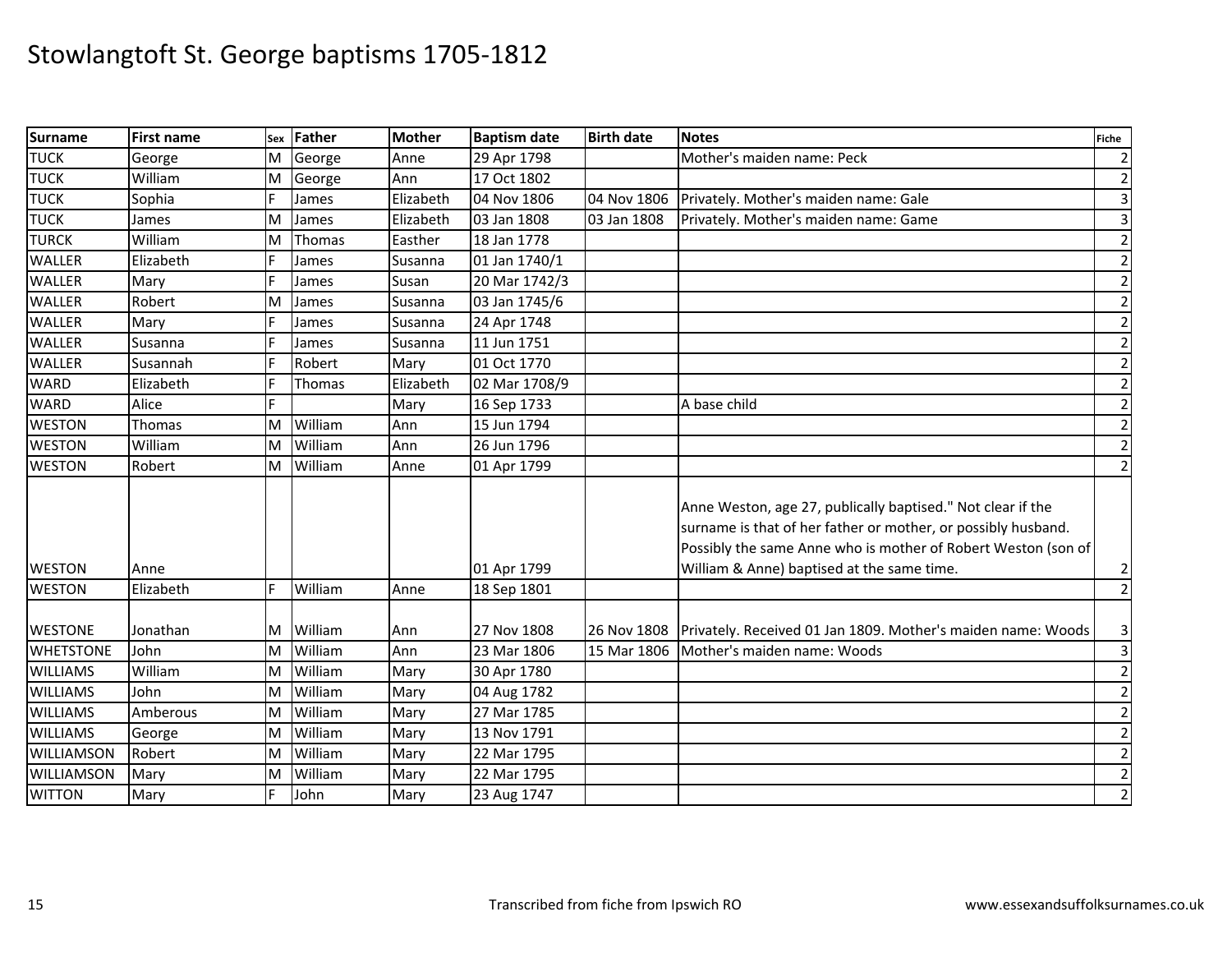# Stowlangtoft St. George baptisms 1705-1812

| Surname | First name | Sex | Father | Mother | Baptism date | Birth date | Notes | Fiche |
|---|---|---|---|---|---|---|---|---|
| TUCK | George | M | George | Anne | 29 Apr 1798 | | Mother's maiden name: Peck | 2 |
| TUCK | William | M | George | Ann | 17 Oct 1802 | | | 2 |
| TUCK | Sophia | F | James | Elizabeth | 04 Nov 1806 | 04 Nov 1806 | Privately. Mother's maiden name: Gale | 3 |
| TUCK | James | M | James | Elizabeth | 03 Jan 1808 | 03 Jan 1808 | Privately. Mother's maiden name: Game | 3 |
| TURCK | William | M | Thomas | Easther | 18 Jan 1778 | | | 2 |
| WALLER | Elizabeth | F | James | Susanna | 01 Jan 1740/1 | | | 2 |
| WALLER | Mary | F | James | Susan | 20 Mar 1742/3 | | | 2 |
| WALLER | Robert | M | James | Susanna | 03 Jan 1745/6 | | | 2 |
| WALLER | Mary | F | James | Susanna | 24 Apr 1748 | | | 2 |
| WALLER | Susanna | F | James | Susanna | 11 Jun 1751 | | | 2 |
| WALLER | Susannah | F | Robert | Mary | 01 Oct 1770 | | | 2 |
| WARD | Elizabeth | F | Thomas | Elizabeth | 02 Mar 1708/9 | | | 2 |
| WARD | Alice | F | | Mary | 16 Sep 1733 | | A base child | 2 |
| WESTON | Thomas | M | William | Ann | 15 Jun 1794 | | | 2 |
| WESTON | William | M | William | Ann | 26 Jun 1796 | | | 2 |
| WESTON | Robert | M | William | Anne | 01 Apr 1799 | | | 2 |
| WESTON | Anne | | | | 01 Apr 1799 | | Anne Weston, age 27, publically baptised." Not clear if the surname is that of her father or mother, or possibly husband. Possibly the same Anne who is mother of Robert Weston (son of William & Anne) baptised at the same time. | 2 |
| WESTON | Elizabeth | F | William | Anne | 18 Sep 1801 | | | 2 |
| WESTONE | Jonathan | M | William | Ann | 27 Nov 1808 | 26 Nov 1808 | Privately. Received 01 Jan 1809. Mother's maiden name: Woods | 3 |
| WHETSTONE | John | M | William | Ann | 23 Mar 1806 | 15 Mar 1806 | Mother's maiden name: Woods | 3 |
| WILLIAMS | William | M | William | Mary | 30 Apr 1780 | | | 2 |
| WILLIAMS | John | M | William | Mary | 04 Aug 1782 | | | 2 |
| WILLIAMS | Amberous | M | William | Mary | 27 Mar 1785 | | | 2 |
| WILLIAMS | George | M | William | Mary | 13 Nov 1791 | | | 2 |
| WILLIAMSON | Robert | M | William | Mary | 22 Mar 1795 | | | 2 |
| WILLIAMSON | Mary | M | William | Mary | 22 Mar 1795 | | | 2 |
| WITTON | Mary | F | John | Mary | 23 Aug 1747 | | | 2 |

Transcribed from fiche from Ipswich RO

www.essexandsuffolksurnames.co.uk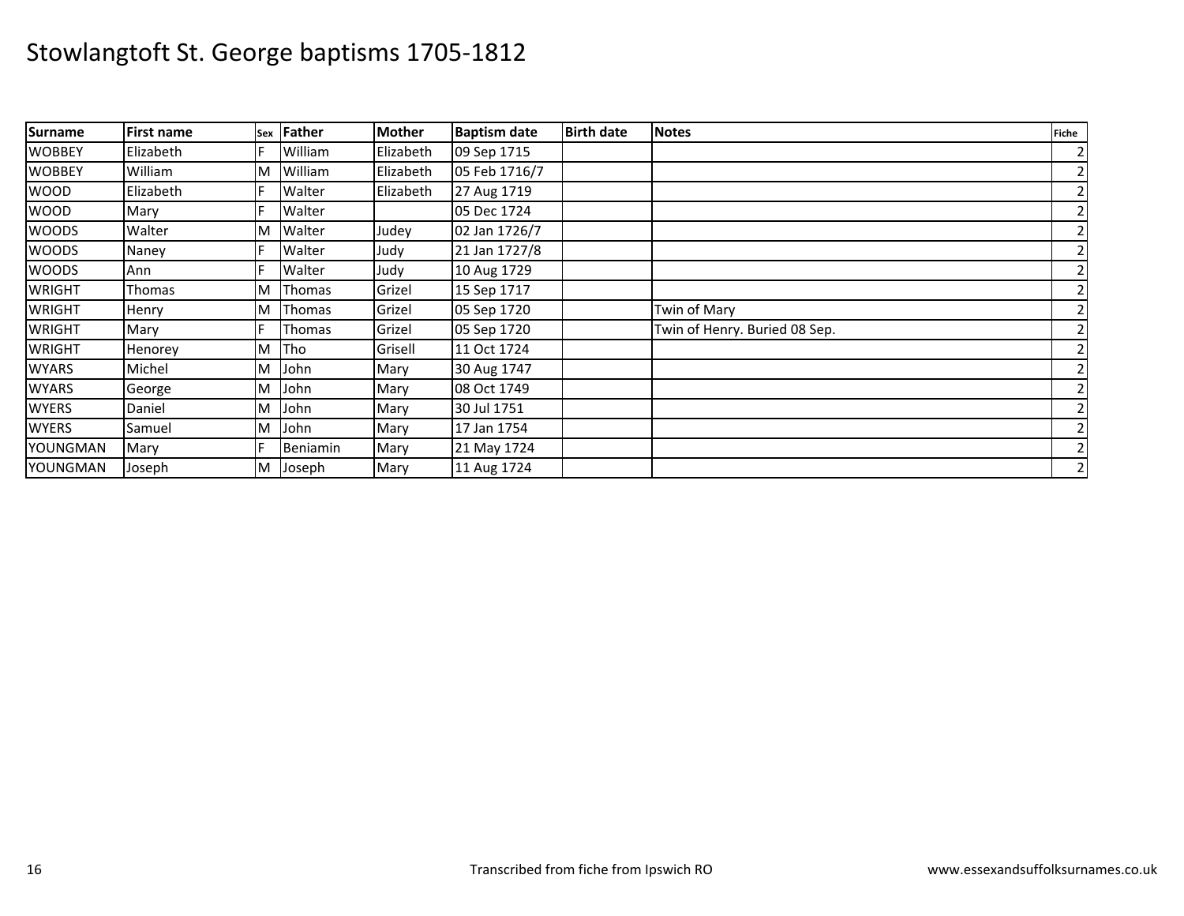# Stowlangtoft St. George baptisms 1705-1812

| Surname | First name | Sex | Father | Mother | Baptism date | Birth date | Notes | Fiche |
|---|---|---|---|---|---|---|---|---|
| WOBBEY | Elizabeth | F | William | Elizabeth | 09 Sep 1715 | | | 2 |
| WOBBEY | William | M | William | Elizabeth | 05 Feb 1716/7 | | | 2 |
| WOOD | Elizabeth | F | Walter | Elizabeth | 27 Aug 1719 | | | 2 |
| WOOD | Mary | F | Walter | | 05 Dec 1724 | | | 2 |
| WOODS | Walter | M | Walter | Judey | 02 Jan 1726/7 | | | 2 |
| WOODS | Naney | F | Walter | Judy | 21 Jan 1727/8 | | | 2 |
| WOODS | Ann | F | Walter | Judy | 10 Aug 1729 | | | 2 |
| WRIGHT | Thomas | M | Thomas | Grizel | 15 Sep 1717 | | | 2 |
| WRIGHT | Henry | M | Thomas | Grizel | 05 Sep 1720 | | Twin of Mary | 2 |
| WRIGHT | Mary | F | Thomas | Grizel | 05 Sep 1720 | | Twin of Henry. Buried 08 Sep. | 2 |
| WRIGHT | Henorey | M | Tho | Grisell | 11 Oct 1724 | | | 2 |
| WYARS | Michel | M | John | Mary | 30 Aug 1747 | | | 2 |
| WYARS | George | M | John | Mary | 08 Oct 1749 | | | 2 |
| WYERS | Daniel | M | John | Mary | 30 Jul 1751 | | | 2 |
| WYERS | Samuel | M | John | Mary | 17 Jan 1754 | | | 2 |
| YOUNGMAN | Mary | F | Beniamin | Mary | 21 May 1724 | | | 2 |
| YOUNGMAN | Joseph | M | Joseph | Mary | 11 Aug 1724 | | | 2 |

Transcribed from fiche from Ipswich RO

www.essexandsuffolksurnames.co.uk